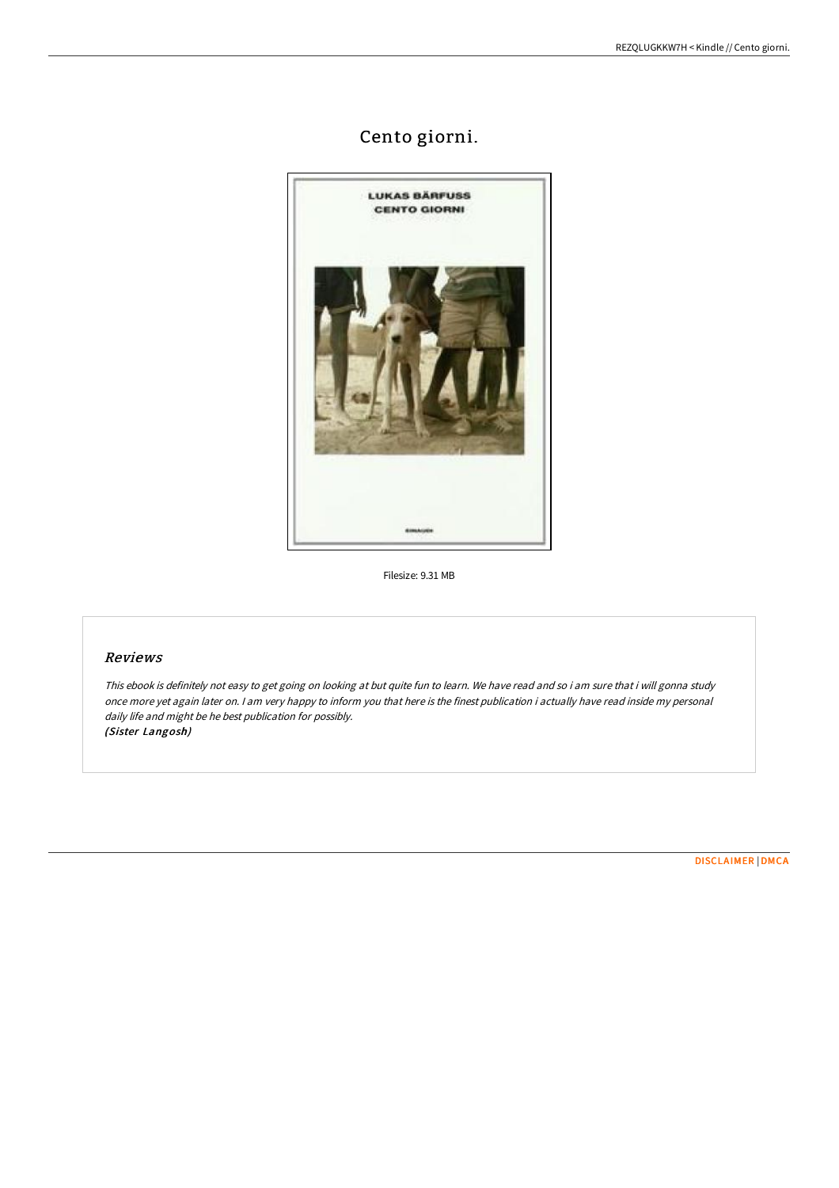# Cento giorni.

Filesize: 9.31 MB

## *Reviews*

*This ebook is definitely not easy to get going on looking at but quite fun to learn. We have read and so i am sure that i will gonna study once more yet again later on. I am very happy to inform you that here is the finest publication i actually have read inside my personal daily life and might be he best publication for possibly.*
*(Sister Langosh)*

DISCLAIMER | DMCA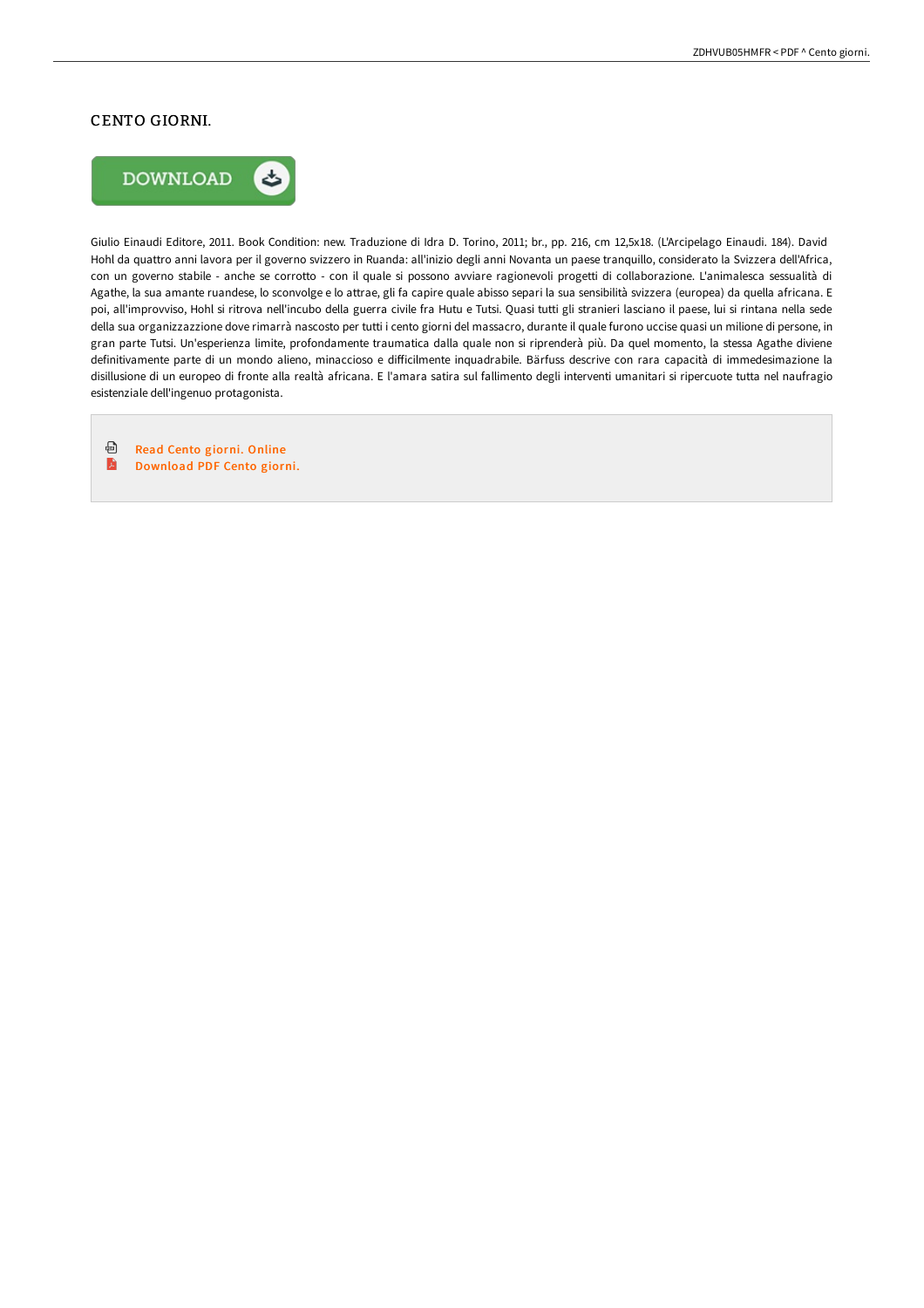# CENTO GIORNI.

Giulio Einaudi Editore, 2011. Book Condition: new. Traduzione di Idra D. Torino, 2011; br., pp. 216, cm 12,5x18. (L'Arcipelago Einaudi. 184). David Hohl da quattro anni lavora per il governo svizzero in Ruanda: all'inizio degli anni Novanta un paese tranquillo, considerato la Svizzera dell'Africa, con un governo stabile - anche se corrotto - con il quale si possono avviare ragionevoli progetti di collaborazione. L'animalesca sessualità di Agathe, la sua amante ruandese, lo sconvolge e lo attrae, gli fa capire quale abisso separi la sua sensibilità svizzera (europea) da quella africana. E poi, all'improvviso, Hohl si ritrova nell'incubo della guerra civile fra Hutu e Tutsi. Quasi tutti gli stranieri lasciano il paese, lui si rintana nella sede della sua organizzazzione dove rimarrà nascosto per tutti i cento giorni del massacro, durante il quale furono uccise quasi un milione di persone, in gran parte Tutsi. Un'esperienza limite, profondamente traumatica dalla quale non si riprenderà più. Da quel momento, la stessa Agathe diviene definitivamente parte di un mondo alieno, minaccioso e difficilmente inquadrabile. Bärfuss descrive con rara capacità di immedesimazione la disillusione di un europeo di fronte alla realtà africana. E l'amara satira sul fallimento degli interventi umanitari si ripercuote tutta nel naufragio esistenziale dell'ingenuo protagonista.

Read Cento giorni. Online

Download PDF Cento giorni.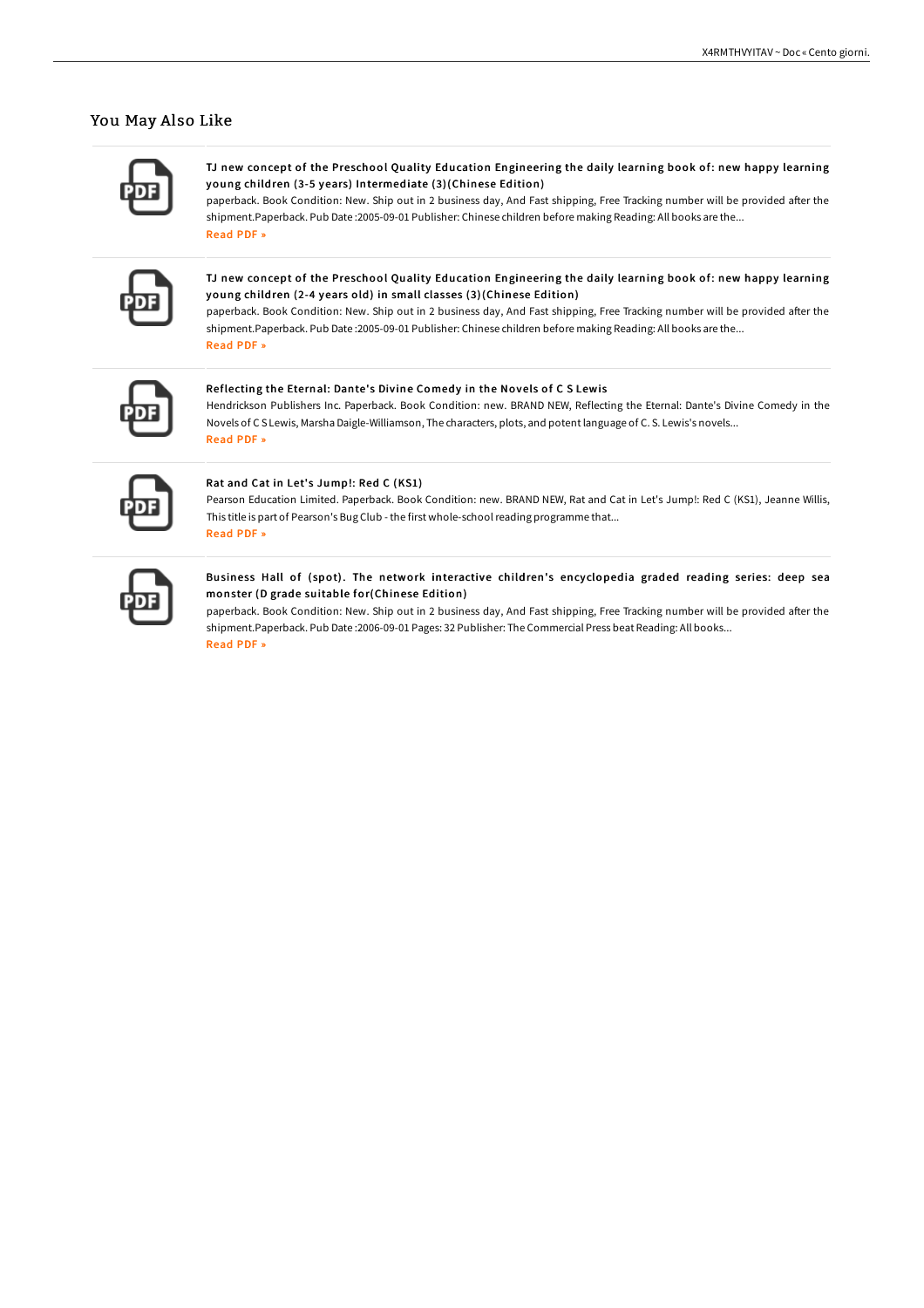## You May Also Like

**TJ new concept of the Preschool Quality Education Engineering the daily learning book of: new happy learning young children (3-5 years) Intermediate (3)(Chinese Edition)**

paperback. Book Condition: New. Ship out in 2 business day, And Fast shipping, Free Tracking number will be provided after the shipment.Paperback. Pub Date :2005-09-01 Publisher: Chinese children before making Reading: All books are the...

Read PDF »

**TJ new concept of the Preschool Quality Education Engineering the daily learning book of: new happy learning young children (2-4 years old) in small classes (3)(Chinese Edition)**

paperback. Book Condition: New. Ship out in 2 business day, And Fast shipping, Free Tracking number will be provided after the shipment.Paperback. Pub Date :2005-09-01 Publisher: Chinese children before making Reading: All books are the...

Read PDF »

**Reflecting the Eternal: Dante's Divine Comedy in the Novels of C S Lewis**

Hendrickson Publishers Inc. Paperback. Book Condition: new. BRAND NEW, Reflecting the Eternal: Dante's Divine Comedy in the Novels of C S Lewis, Marsha Daigle-Williamson, The characters, plots, and potent language of C. S. Lewis's novels...

Read PDF »

**Rat and Cat in Let's Jump!: Red C (KS1)**

Pearson Education Limited. Paperback. Book Condition: new. BRAND NEW, Rat and Cat in Let's Jump!: Red C (KS1), Jeanne Willis, This title is part of Pearson's Bug Club - the first whole-school reading programme that...

Read PDF »

**Business Hall of (spot). The network interactive children's encyclopedia graded reading series: deep sea monster (D grade suitable for(Chinese Edition)**

paperback. Book Condition: New. Ship out in 2 business day, And Fast shipping, Free Tracking number will be provided after the shipment.Paperback. Pub Date :2006-09-01 Pages: 32 Publisher: The Commercial Press beat Reading: All books...

Read PDF »